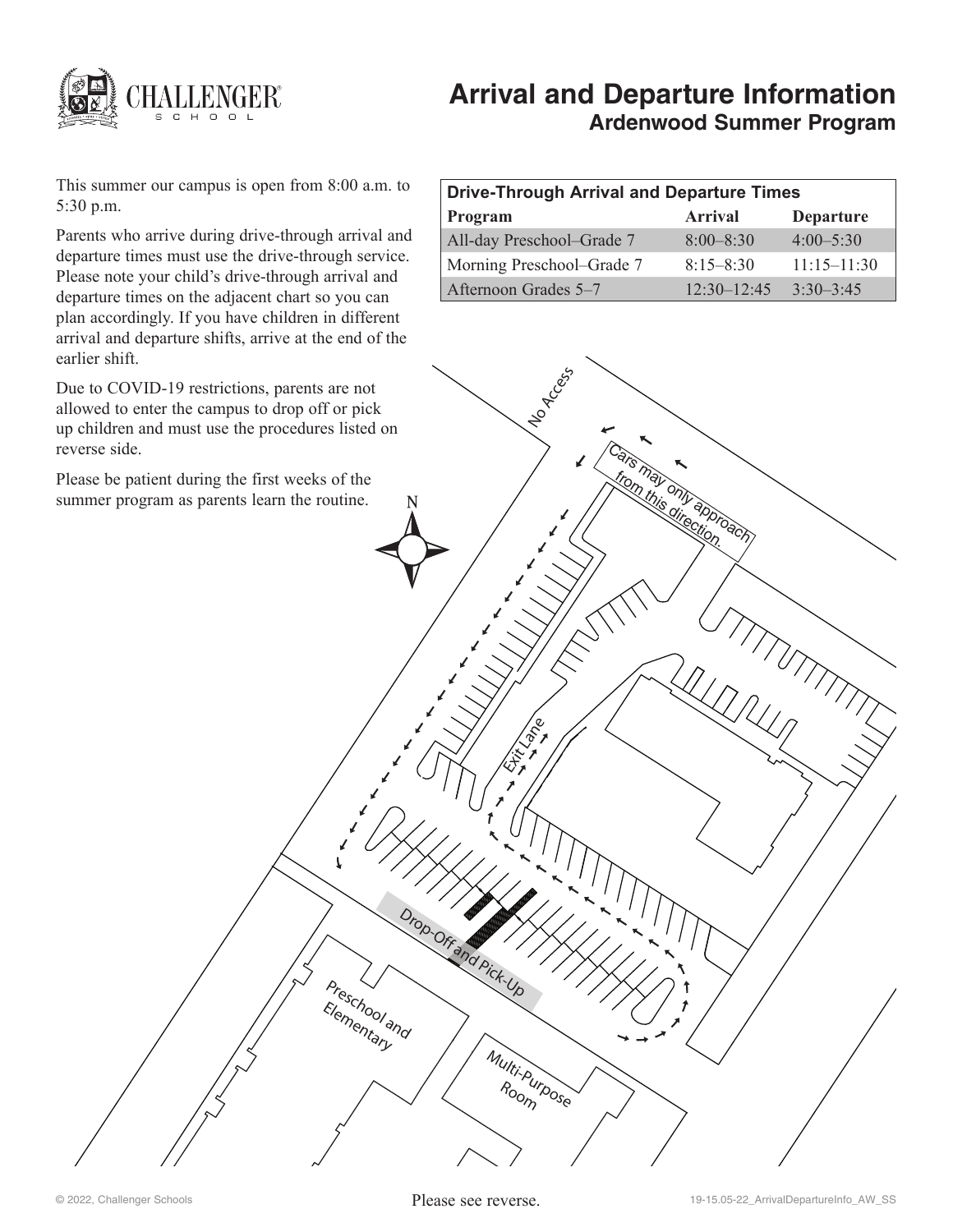CHALLENGER SCHOOL

# Arrival and Departure Information

## Ardenwood Summer Program

This summer our campus is open from 8:00 a.m. to 5:30 p.m.

Parents who arrive during drive-through arrival and departure times must use the drive-through service. Please note your child's drive-through arrival and departure times on the adjacent chart so you can plan accordingly. If you have children in different arrival and departure shifts, arrive at the end of the earlier shift.

Due to COVID-19 restrictions, parents are not allowed to enter the campus to drop off or pick up children and must use the procedures listed on reverse side.

Please be patient during the first weeks of the summer program as parents learn the routine.

**Drive-Through Arrival and Departure Times**

| Program | Arrival | Departure |
|---|---|---|
| All-day Preschool–Grade 7 | 8:00–8:30 | 4:00–5:30 |
| Morning Preschool–Grade 7 | 8:15–8:30 | 11:15–11:30 |
| Afternoon Grades 5–7 | 12:30–12:45 | 3:30–3:45 |

N

No Access

Cars may only approach from this direction.

Exit Lane

Drop-Off and Pick-Up

Preschool and Elementary

Multi-Purpose Room

Please see reverse.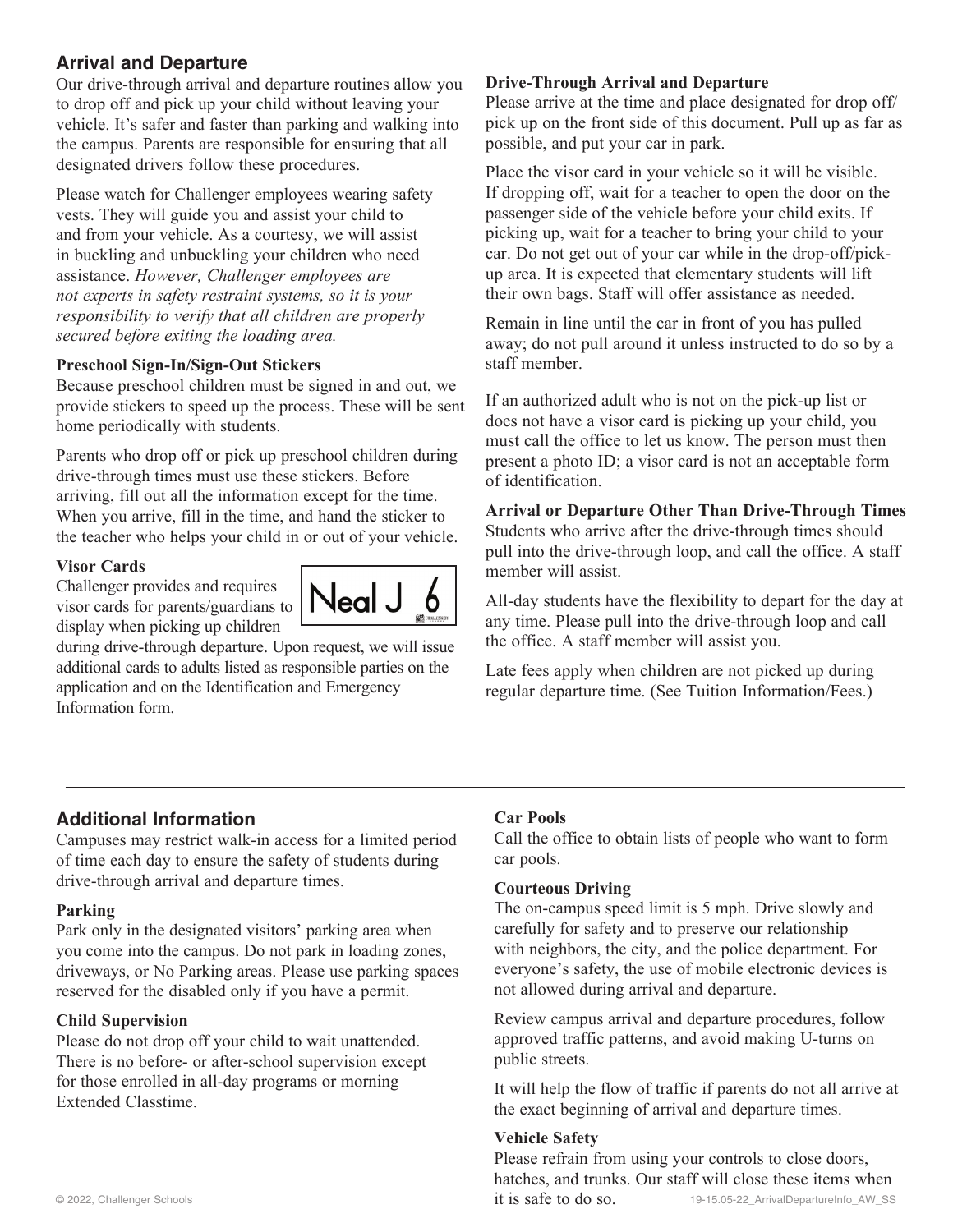## Arrival and Departure

Our drive-through arrival and departure routines allow you to drop off and pick up your child without leaving your vehicle. It's safer and faster than parking and walking into the campus. Parents are responsible for ensuring that all designated drivers follow these procedures.

Please watch for Challenger employees wearing safety vests. They will guide you and assist your child to and from your vehicle. As a courtesy, we will assist in buckling and unbuckling your children who need assistance. *However, Challenger employees are not experts in safety restraint systems, so it is your responsibility to verify that all children are properly secured before exiting the loading area.*

### Preschool Sign-In/Sign-Out Stickers

Because preschool children must be signed in and out, we provide stickers to speed up the process. These will be sent home periodically with students.

Parents who drop off or pick up preschool children during drive-through times must use these stickers. Before arriving, fill out all the information except for the time. When you arrive, fill in the time, and hand the sticker to the teacher who helps your child in or out of your vehicle.

### Visor Cards

Neal J 6

Challenger provides and requires visor cards for parents/guardians to display when picking up children during drive-through departure. Upon request, we will issue additional cards to adults listed as responsible parties on the application and on the Identification and Emergency Information form.

### Drive-Through Arrival and Departure

Please arrive at the time and place designated for drop off/pick up on the front side of this document. Pull up as far as possible, and put your car in park.

Place the visor card in your vehicle so it will be visible. If dropping off, wait for a teacher to open the door on the passenger side of the vehicle before your child exits. If picking up, wait for a teacher to bring your child to your car. Do not get out of your car while in the drop-off/pick-up area. It is expected that elementary students will lift their own bags. Staff will offer assistance as needed.

Remain in line until the car in front of you has pulled away; do not pull around it unless instructed to do so by a staff member.

If an authorized adult who is not on the pick-up list or does not have a visor card is picking up your child, you must call the office to let us know. The person must then present a photo ID; a visor card is not an acceptable form of identification.

### Arrival or Departure Other Than Drive-Through Times

Students who arrive after the drive-through times should pull into the drive-through loop, and call the office. A staff member will assist.

All-day students have the flexibility to depart for the day at any time. Please pull into the drive-through loop and call the office. A staff member will assist you.

Late fees apply when children are not picked up during regular departure time. (See Tuition Information/Fees.)

## Additional Information

Campuses may restrict walk-in access for a limited period of time each day to ensure the safety of students during drive-through arrival and departure times.

### Parking

Park only in the designated visitors' parking area when you come into the campus. Do not park in loading zones, driveways, or No Parking areas. Please use parking spaces reserved for the disabled only if you have a permit.

### Child Supervision

Please do not drop off your child to wait unattended. There is no before- or after-school supervision except for those enrolled in all-day programs or morning Extended Classtime.

### Car Pools

Call the office to obtain lists of people who want to form car pools.

### Courteous Driving

The on-campus speed limit is 5 mph. Drive slowly and carefully for safety and to preserve our relationship with neighbors, the city, and the police department. For everyone's safety, the use of mobile electronic devices is not allowed during arrival and departure.

Review campus arrival and departure procedures, follow approved traffic patterns, and avoid making U-turns on public streets.

It will help the flow of traffic if parents do not all arrive at the exact beginning of arrival and departure times.

### Vehicle Safety

Please refrain from using your controls to close doors, hatches, and trunks. Our staff will close these items when it is safe to do so.

© 2022, Challenger Schools 19-15.05-22_ArrivalDepartureInfo_AW_SS